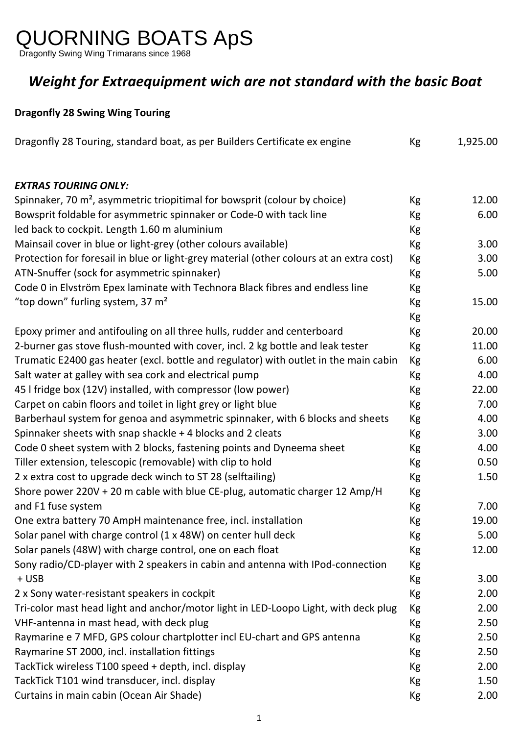# QUORNING BOATS ApS

Dragonfly Swing Wing Trimarans since 1968

## *Weight for Extraequipment wich are not standard with the basic Boat*

**Dragonfly 28 Swing Wing Touring**

| | | |
|---|---|---|
| Dragonfly 28 Touring, standard boat, as per Builders Certificate ex engine | Kg | 1,925.00 |
| | | |
| ***EXTRAS TOURING ONLY:*** | | |
| Spinnaker, 70 m², asymmetric triopitimal for bowsprit (colour by choice) | Kg | 12.00 |
| Bowsprit foldable for asymmetric spinnaker or Code-0 with tack line | Kg | 6.00 |
| led back to cockpit. Length 1.60 m aluminium | Kg | |
| Mainsail cover in blue or light-grey (other colours available) | Kg | 3.00 |
| Protection for foresail in blue or light-grey material (other colours at an extra cost) | Kg | 3.00 |
| ATN-Snuffer (sock for asymmetric spinnaker) | Kg | 5.00 |
| Code 0 in Elvström Epex laminate with Technora Black fibres and endless line | Kg | |
| "top down" furling system, 37 m² | Kg | 15.00 |
| | Kg | |
| Epoxy primer and antifouling on all three hulls, rudder and centerboard | Kg | 20.00 |
| 2-burner gas stove flush-mounted with cover, incl. 2 kg bottle and leak tester | Kg | 11.00 |
| Trumatic E2400 gas heater (excl. bottle and regulator) with outlet in the main cabin | Kg | 6.00 |
| Salt water at galley with sea cork and electrical pump | Kg | 4.00 |
| 45 l fridge box (12V) installed, with compressor (low power) | Kg | 22.00 |
| Carpet on cabin floors and toilet in light grey or light blue | Kg | 7.00 |
| Barberhaul system for genoa and asymmetric spinnaker, with 6 blocks and sheets | Kg | 4.00 |
| Spinnaker sheets with snap shackle + 4 blocks and 2 cleats | Kg | 3.00 |
| Code 0 sheet system with 2 blocks, fastening points and Dyneema sheet | Kg | 4.00 |
| Tiller extension, telescopic (removable) with clip to hold | Kg | 0.50 |
| 2 x extra cost to upgrade deck winch to ST 28 (selftailing) | Kg | 1.50 |
| Shore power 220V + 20 m cable with blue CE-plug, automatic charger 12 Amp/H | Kg | |
| and F1 fuse system | Kg | 7.00 |
| One extra battery 70 AmpH maintenance free, incl. installation | Kg | 19.00 |
| Solar panel with charge control (1 x 48W) on center hull deck | Kg | 5.00 |
| Solar panels (48W) with charge control, one on each float | Kg | 12.00 |
| Sony radio/CD-player with 2 speakers in cabin and antenna with IPod-connection | Kg | |
| + USB | Kg | 3.00 |
| 2 x Sony water-resistant speakers in cockpit | Kg | 2.00 |
| Tri-color mast head light and anchor/motor light in LED-Loopo Light, with deck plug | Kg | 2.00 |
| VHF-antenna in mast head, with deck plug | Kg | 2.50 |
| Raymarine e 7 MFD, GPS colour chartplotter incl EU-chart and GPS antenna | Kg | 2.50 |
| Raymarine ST 2000, incl. installation fittings | Kg | 2.50 |
| TackTick wireless T100 speed + depth, incl. display | Kg | 2.00 |
| TackTick T101 wind transducer, incl. display | Kg | 1.50 |
| Curtains in main cabin (Ocean Air Shade) | Kg | 2.00 |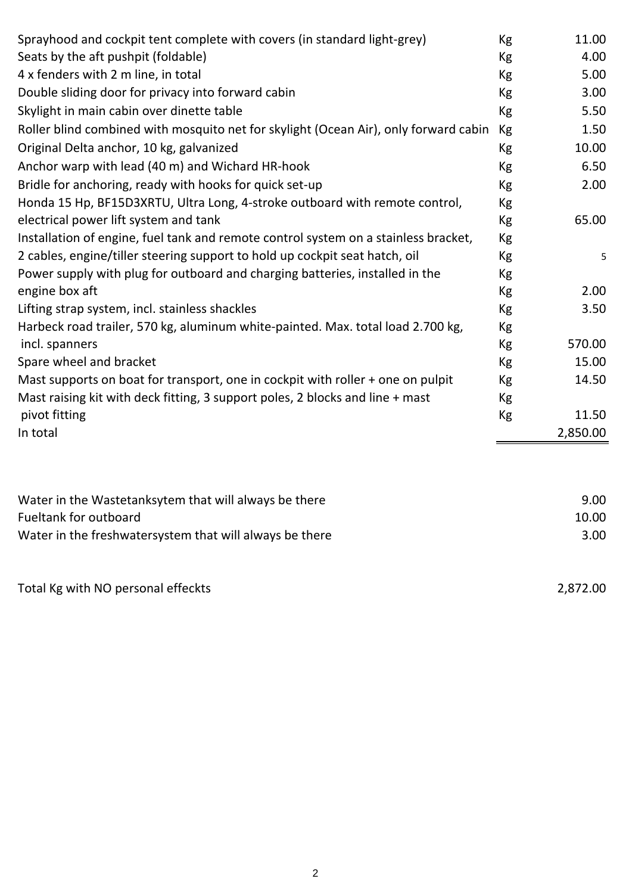| | | |
|---|---|---|
| Sprayhood and cockpit tent complete with covers (in standard light-grey) | Kg | 11.00 |
| Seats by the aft pushpit (foldable) | Kg | 4.00 |
| 4 x fenders with 2 m line, in total | Kg | 5.00 |
| Double sliding door for privacy into forward cabin | Kg | 3.00 |
| Skylight in main cabin over dinette table | Kg | 5.50 |
| Roller blind combined with mosquito net for skylight (Ocean Air), only forward cabin | Kg | 1.50 |
| Original Delta anchor, 10 kg, galvanized | Kg | 10.00 |
| Anchor warp with lead (40 m) and Wichard HR-hook | Kg | 6.50 |
| Bridle for anchoring, ready with hooks for quick set-up | Kg | 2.00 |
| Honda 15 Hp, BF15D3XRTU, Ultra Long, 4-stroke outboard with remote control, | Kg | |
| electrical power lift system and tank | Kg | 65.00 |
| Installation of engine, fuel tank and remote control system on a stainless bracket, | Kg | |
| 2 cables, engine/tiller steering support to hold up cockpit seat hatch, oil | Kg | 5 |
| Power supply with plug for outboard and charging batteries, installed in the | Kg | |
| engine box aft | Kg | 2.00 |
| Lifting strap system, incl. stainless shackles | Kg | 3.50 |
| Harbeck road trailer, 570 kg, aluminum white-painted. Max. total load 2.700 kg, | Kg | |
| incl. spanners | Kg | 570.00 |
| Spare wheel and bracket | Kg | 15.00 |
| Mast supports on boat for transport, one in cockpit with roller + one on pulpit | Kg | 14.50 |
| Mast raising kit with deck fitting, 3 support poles, 2 blocks and line + mast | Kg | |
| pivot fitting | Kg | 11.50 |
| In total | | 2,850.00 |

| | |
|---|---|
| Water in the Wastetanksytem that will always be there | 9.00 |
| Fueltank for outboard | 10.00 |
| Water in the freshwatersystem that will always be there | 3.00 |

Total Kg with NO personal effeckts 2,872.00